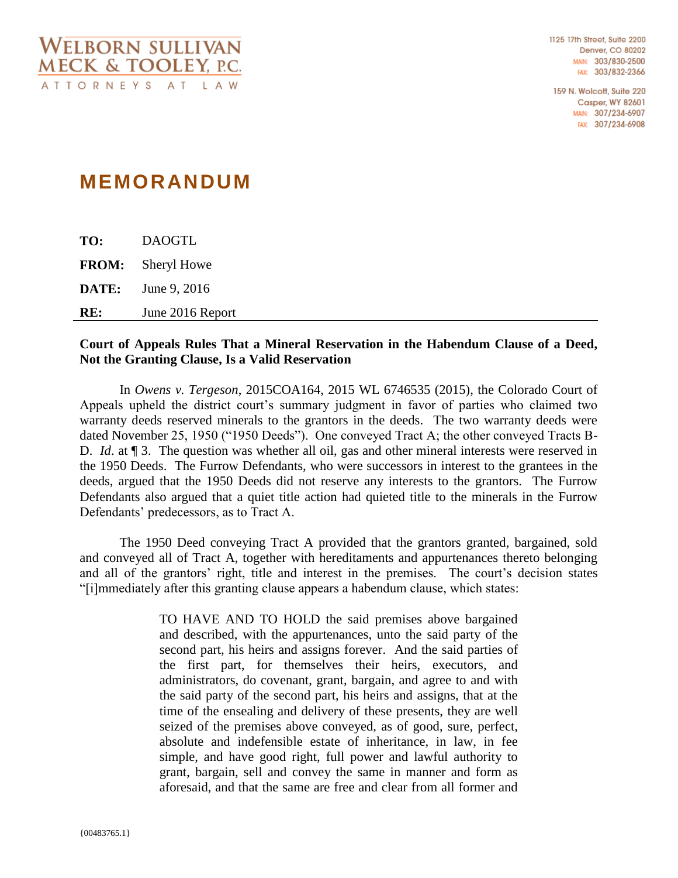WELBORN SULLIVAN MECK & TOOLEY, P.C.
ATTORNEYS AT LAW

1125 17th Street, Suite 2200
Denver, CO 80202
MAIN: 303/830-2500
FAX: 303/832-2366

159 N. Wolcott, Suite 220
Casper, WY 82601
MAIN: 307/234-6907
FAX: 307/234-6908

# MEMORANDUM

**TO:** DAOGTL

**FROM:** Sheryl Howe

**DATE:** June 9, 2016

**RE:** June 2016 Report

**Court of Appeals Rules That a Mineral Reservation in the Habendum Clause of a Deed, Not the Granting Clause, Is a Valid Reservation**

In *Owens v. Tergeson*, 2015COA164, 2015 WL 6746535 (2015), the Colorado Court of Appeals upheld the district court's summary judgment in favor of parties who claimed two warranty deeds reserved minerals to the grantors in the deeds. The two warranty deeds were dated November 25, 1950 ("1950 Deeds"). One conveyed Tract A; the other conveyed Tracts B-D. *Id*. at ¶ 3. The question was whether all oil, gas and other mineral interests were reserved in the 1950 Deeds. The Furrow Defendants, who were successors in interest to the grantees in the deeds, argued that the 1950 Deeds did not reserve any interests to the grantors. The Furrow Defendants also argued that a quiet title action had quieted title to the minerals in the Furrow Defendants' predecessors, as to Tract A.

The 1950 Deed conveying Tract A provided that the grantors granted, bargained, sold and conveyed all of Tract A, together with hereditaments and appurtenances thereto belonging and all of the grantors' right, title and interest in the premises. The court's decision states "[i]mmediately after this granting clause appears a habendum clause, which states:

> TO HAVE AND TO HOLD the said premises above bargained and described, with the appurtenances, unto the said party of the second part, his heirs and assigns forever. And the said parties of the first part, for themselves their heirs, executors, and administrators, do covenant, grant, bargain, and agree to and with the said party of the second part, his heirs and assigns, that at the time of the ensealing and delivery of these presents, they are well seized of the premises above conveyed, as of good, sure, perfect, absolute and indefensible estate of inheritance, in law, in fee simple, and have good right, full power and lawful authority to grant, bargain, sell and convey the same in manner and form as aforesaid, and that the same are free and clear from all former and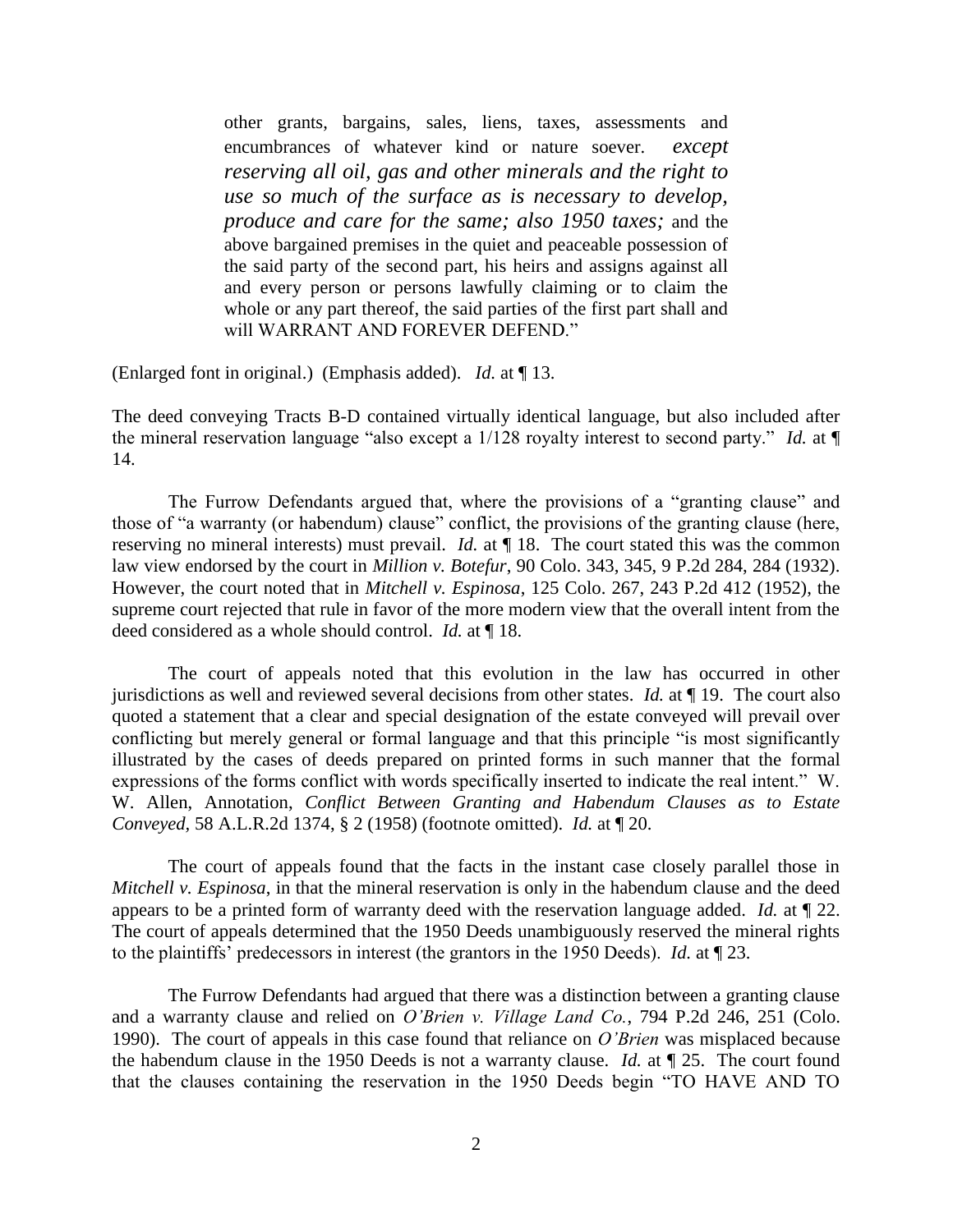> other grants, bargains, sales, liens, taxes, assessments and encumbrances of whatever kind or nature soever. *except reserving all oil, gas and other minerals and the right to use so much of the surface as is necessary to develop, produce and care for the same; also 1950 taxes;* and the above bargained premises in the quiet and peaceable possession of the said party of the second part, his heirs and assigns against all and every person or persons lawfully claiming or to claim the whole or any part thereof, the said parties of the first part shall and will WARRANT AND FOREVER DEFEND."

(Enlarged font in original.) (Emphasis added). *Id.* at ¶ 13.

The deed conveying Tracts B-D contained virtually identical language, but also included after the mineral reservation language "also except a 1/128 royalty interest to second party." *Id.* at ¶ 14.

The Furrow Defendants argued that, where the provisions of a "granting clause" and those of "a warranty (or habendum) clause" conflict, the provisions of the granting clause (here, reserving no mineral interests) must prevail. *Id.* at ¶ 18. The court stated this was the common law view endorsed by the court in *Million v. Botefur*, 90 Colo. 343, 345, 9 P.2d 284, 284 (1932). However, the court noted that in *Mitchell v. Espinosa*, 125 Colo. 267, 243 P.2d 412 (1952), the supreme court rejected that rule in favor of the more modern view that the overall intent from the deed considered as a whole should control. *Id.* at ¶ 18.

The court of appeals noted that this evolution in the law has occurred in other jurisdictions as well and reviewed several decisions from other states. *Id.* at ¶ 19. The court also quoted a statement that a clear and special designation of the estate conveyed will prevail over conflicting but merely general or formal language and that this principle "is most significantly illustrated by the cases of deeds prepared on printed forms in such manner that the formal expressions of the forms conflict with words specifically inserted to indicate the real intent." W. W. Allen, Annotation, *Conflict Between Granting and Habendum Clauses as to Estate Conveyed*, 58 A.L.R.2d 1374, § 2 (1958) (footnote omitted). *Id.* at ¶ 20.

The court of appeals found that the facts in the instant case closely parallel those in *Mitchell v. Espinosa*, in that the mineral reservation is only in the habendum clause and the deed appears to be a printed form of warranty deed with the reservation language added. *Id.* at ¶ 22. The court of appeals determined that the 1950 Deeds unambiguously reserved the mineral rights to the plaintiffs' predecessors in interest (the grantors in the 1950 Deeds). *Id.* at ¶ 23.

The Furrow Defendants had argued that there was a distinction between a granting clause and a warranty clause and relied on *O'Brien v. Village Land Co.*, 794 P.2d 246, 251 (Colo. 1990). The court of appeals in this case found that reliance on *O'Brien* was misplaced because the habendum clause in the 1950 Deeds is not a warranty clause. *Id.* at ¶ 25. The court found that the clauses containing the reservation in the 1950 Deeds begin "TO HAVE AND TO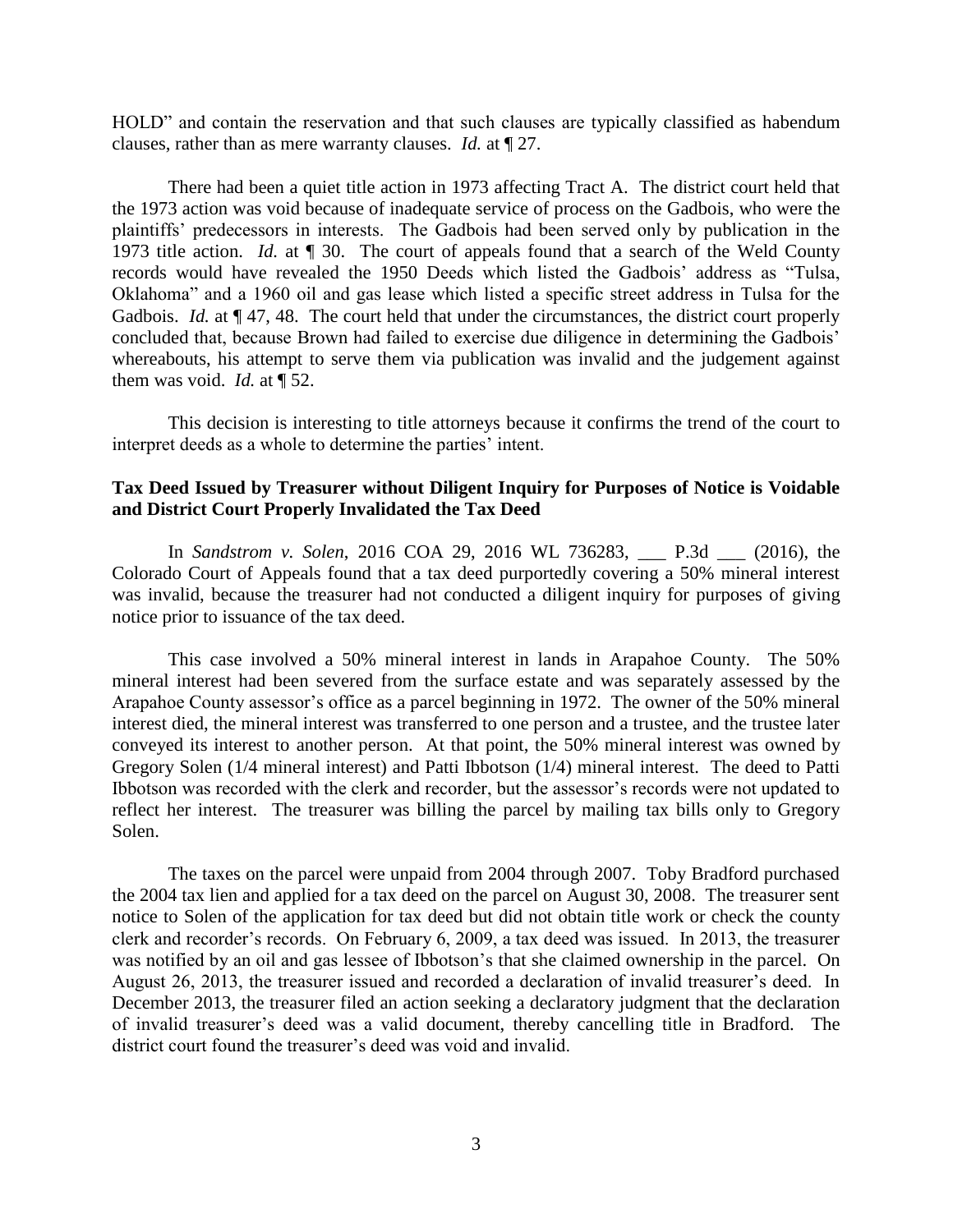HOLD" and contain the reservation and that such clauses are typically classified as habendum clauses, rather than as mere warranty clauses. *Id.* at ¶ 27.

There had been a quiet title action in 1973 affecting Tract A. The district court held that the 1973 action was void because of inadequate service of process on the Gadbois, who were the plaintiffs' predecessors in interests. The Gadbois had been served only by publication in the 1973 title action. *Id.* at ¶ 30. The court of appeals found that a search of the Weld County records would have revealed the 1950 Deeds which listed the Gadbois' address as "Tulsa, Oklahoma" and a 1960 oil and gas lease which listed a specific street address in Tulsa for the Gadbois. *Id.* at ¶ 47, 48. The court held that under the circumstances, the district court properly concluded that, because Brown had failed to exercise due diligence in determining the Gadbois' whereabouts, his attempt to serve them via publication was invalid and the judgement against them was void. *Id.* at ¶ 52.

This decision is interesting to title attorneys because it confirms the trend of the court to interpret deeds as a whole to determine the parties' intent.

**Tax Deed Issued by Treasurer without Diligent Inquiry for Purposes of Notice is Voidable and District Court Properly Invalidated the Tax Deed**

In *Sandstrom v. Solen*, 2016 COA 29, 2016 WL 736283, ___ P.3d ___ (2016), the Colorado Court of Appeals found that a tax deed purportedly covering a 50% mineral interest was invalid, because the treasurer had not conducted a diligent inquiry for purposes of giving notice prior to issuance of the tax deed.

This case involved a 50% mineral interest in lands in Arapahoe County. The 50% mineral interest had been severed from the surface estate and was separately assessed by the Arapahoe County assessor's office as a parcel beginning in 1972. The owner of the 50% mineral interest died, the mineral interest was transferred to one person and a trustee, and the trustee later conveyed its interest to another person. At that point, the 50% mineral interest was owned by Gregory Solen (1/4 mineral interest) and Patti Ibbotson (1/4) mineral interest. The deed to Patti Ibbotson was recorded with the clerk and recorder, but the assessor's records were not updated to reflect her interest. The treasurer was billing the parcel by mailing tax bills only to Gregory Solen.

The taxes on the parcel were unpaid from 2004 through 2007. Toby Bradford purchased the 2004 tax lien and applied for a tax deed on the parcel on August 30, 2008. The treasurer sent notice to Solen of the application for tax deed but did not obtain title work or check the county clerk and recorder's records. On February 6, 2009, a tax deed was issued. In 2013, the treasurer was notified by an oil and gas lessee of Ibbotson's that she claimed ownership in the parcel. On August 26, 2013, the treasurer issued and recorded a declaration of invalid treasurer's deed. In December 2013, the treasurer filed an action seeking a declaratory judgment that the declaration of invalid treasurer's deed was a valid document, thereby cancelling title in Bradford. The district court found the treasurer's deed was void and invalid.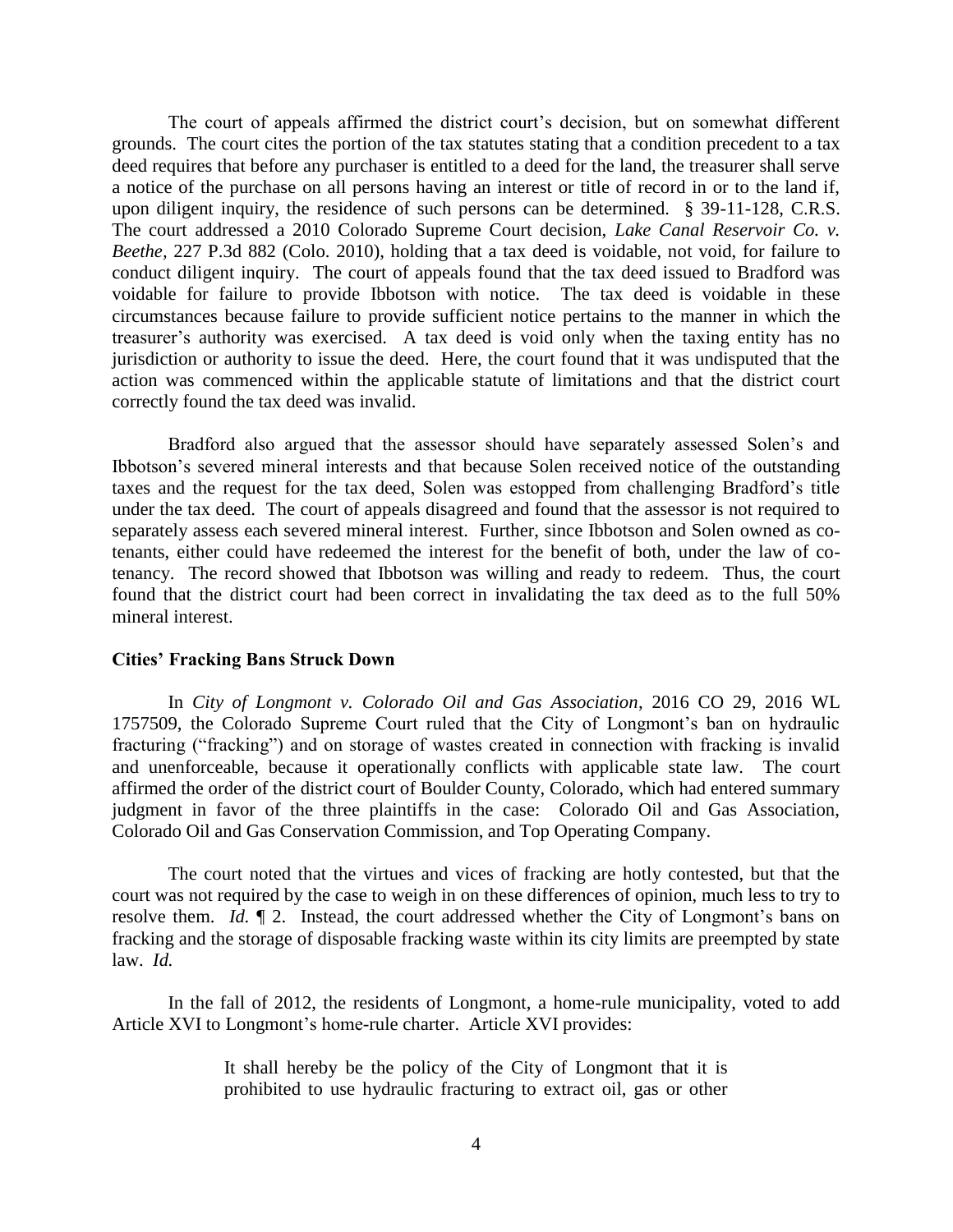The court of appeals affirmed the district court's decision, but on somewhat different grounds. The court cites the portion of the tax statutes stating that a condition precedent to a tax deed requires that before any purchaser is entitled to a deed for the land, the treasurer shall serve a notice of the purchase on all persons having an interest or title of record in or to the land if, upon diligent inquiry, the residence of such persons can be determined. § 39-11-128, C.R.S. The court addressed a 2010 Colorado Supreme Court decision, *Lake Canal Reservoir Co. v. Beethe*, 227 P.3d 882 (Colo. 2010), holding that a tax deed is voidable, not void, for failure to conduct diligent inquiry. The court of appeals found that the tax deed issued to Bradford was voidable for failure to provide Ibbotson with notice. The tax deed is voidable in these circumstances because failure to provide sufficient notice pertains to the manner in which the treasurer's authority was exercised. A tax deed is void only when the taxing entity has no jurisdiction or authority to issue the deed. Here, the court found that it was undisputed that the action was commenced within the applicable statute of limitations and that the district court correctly found the tax deed was invalid.

Bradford also argued that the assessor should have separately assessed Solen's and Ibbotson's severed mineral interests and that because Solen received notice of the outstanding taxes and the request for the tax deed, Solen was estopped from challenging Bradford's title under the tax deed. The court of appeals disagreed and found that the assessor is not required to separately assess each severed mineral interest. Further, since Ibbotson and Solen owned as co-tenants, either could have redeemed the interest for the benefit of both, under the law of co-tenancy. The record showed that Ibbotson was willing and ready to redeem. Thus, the court found that the district court had been correct in invalidating the tax deed as to the full 50% mineral interest.

### Cities' Fracking Bans Struck Down

In *City of Longmont v. Colorado Oil and Gas Association*, 2016 CO 29, 2016 WL 1757509, the Colorado Supreme Court ruled that the City of Longmont's ban on hydraulic fracturing ("fracking") and on storage of wastes created in connection with fracking is invalid and unenforceable, because it operationally conflicts with applicable state law. The court affirmed the order of the district court of Boulder County, Colorado, which had entered summary judgment in favor of the three plaintiffs in the case: Colorado Oil and Gas Association, Colorado Oil and Gas Conservation Commission, and Top Operating Company.

The court noted that the virtues and vices of fracking are hotly contested, but that the court was not required by the case to weigh in on these differences of opinion, much less to try to resolve them. *Id.* ¶ 2. Instead, the court addressed whether the City of Longmont's bans on fracking and the storage of disposable fracking waste within its city limits are preempted by state law. *Id.*

In the fall of 2012, the residents of Longmont, a home-rule municipality, voted to add Article XVI to Longmont's home-rule charter. Article XVI provides:

> It shall hereby be the policy of the City of Longmont that it is prohibited to use hydraulic fracturing to extract oil, gas or other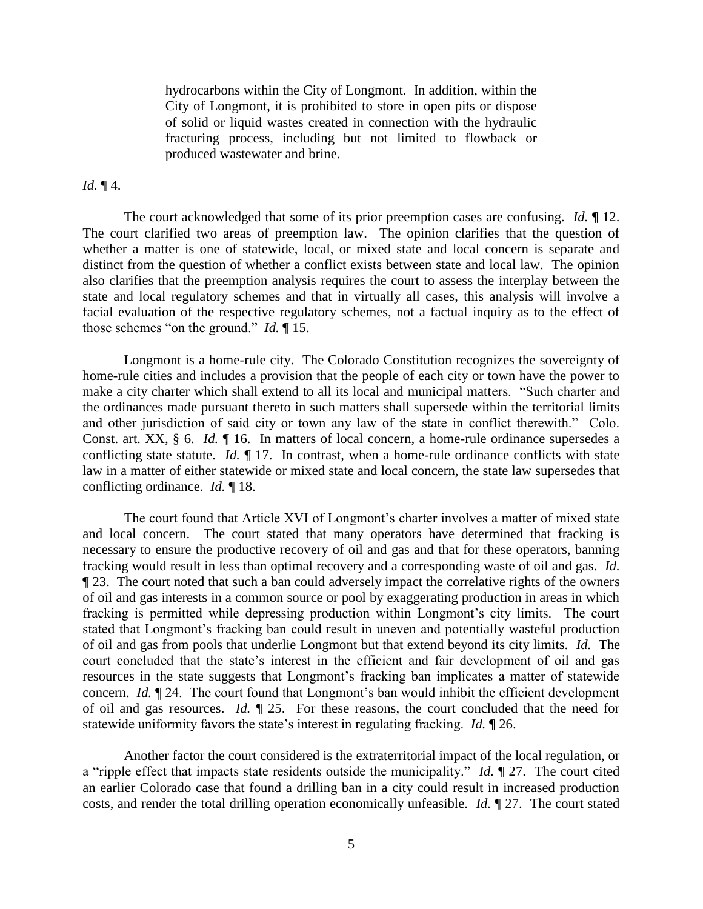> hydrocarbons within the City of Longmont. In addition, within the City of Longmont, it is prohibited to store in open pits or dispose of solid or liquid wastes created in connection with the hydraulic fracturing process, including but not limited to flowback or produced wastewater and brine.

*Id.* ¶ 4.

The court acknowledged that some of its prior preemption cases are confusing. *Id.* ¶ 12. The court clarified two areas of preemption law. The opinion clarifies that the question of whether a matter is one of statewide, local, or mixed state and local concern is separate and distinct from the question of whether a conflict exists between state and local law. The opinion also clarifies that the preemption analysis requires the court to assess the interplay between the state and local regulatory schemes and that in virtually all cases, this analysis will involve a facial evaluation of the respective regulatory schemes, not a factual inquiry as to the effect of those schemes "on the ground." *Id.* ¶ 15.

Longmont is a home-rule city. The Colorado Constitution recognizes the sovereignty of home-rule cities and includes a provision that the people of each city or town have the power to make a city charter which shall extend to all its local and municipal matters. "Such charter and the ordinances made pursuant thereto in such matters shall supersede within the territorial limits and other jurisdiction of said city or town any law of the state in conflict therewith." Colo. Const. art. XX, § 6. *Id.* ¶ 16. In matters of local concern, a home-rule ordinance supersedes a conflicting state statute. *Id.* ¶ 17. In contrast, when a home-rule ordinance conflicts with state law in a matter of either statewide or mixed state and local concern, the state law supersedes that conflicting ordinance. *Id.* ¶ 18.

The court found that Article XVI of Longmont's charter involves a matter of mixed state and local concern. The court stated that many operators have determined that fracking is necessary to ensure the productive recovery of oil and gas and that for these operators, banning fracking would result in less than optimal recovery and a corresponding waste of oil and gas. *Id.* ¶ 23. The court noted that such a ban could adversely impact the correlative rights of the owners of oil and gas interests in a common source or pool by exaggerating production in areas in which fracking is permitted while depressing production within Longmont's city limits. The court stated that Longmont's fracking ban could result in uneven and potentially wasteful production of oil and gas from pools that underlie Longmont but that extend beyond its city limits. *Id.* The court concluded that the state's interest in the efficient and fair development of oil and gas resources in the state suggests that Longmont's fracking ban implicates a matter of statewide concern. *Id.* ¶ 24. The court found that Longmont's ban would inhibit the efficient development of oil and gas resources. *Id.* ¶ 25. For these reasons, the court concluded that the need for statewide uniformity favors the state's interest in regulating fracking. *Id.* ¶ 26.

Another factor the court considered is the extraterritorial impact of the local regulation, or a "ripple effect that impacts state residents outside the municipality." *Id.* ¶ 27. The court cited an earlier Colorado case that found a drilling ban in a city could result in increased production costs, and render the total drilling operation economically unfeasible. *Id.* ¶ 27. The court stated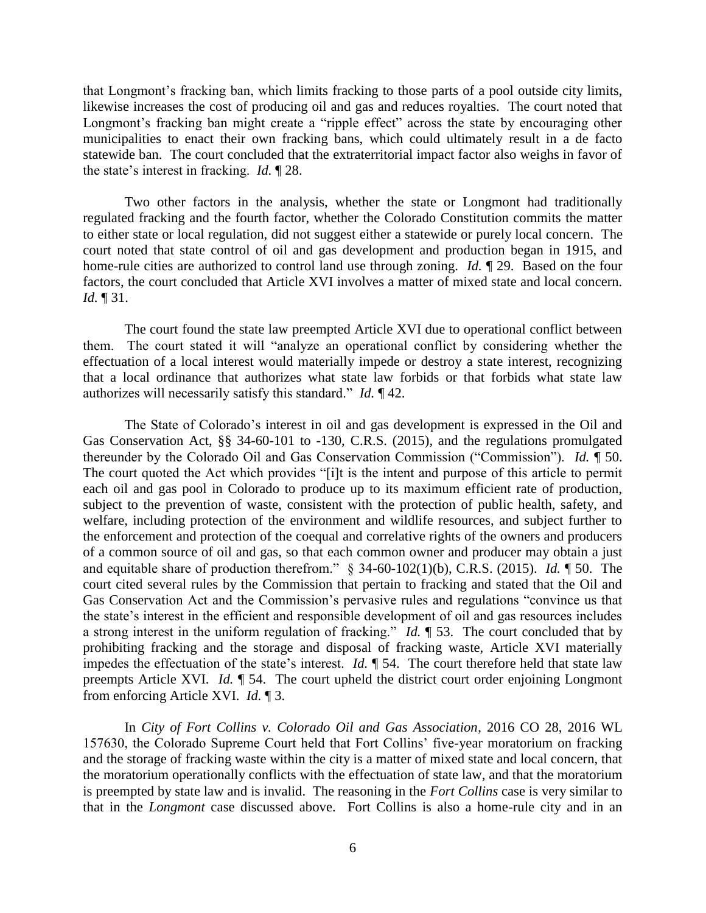that Longmont's fracking ban, which limits fracking to those parts of a pool outside city limits, likewise increases the cost of producing oil and gas and reduces royalties. The court noted that Longmont's fracking ban might create a "ripple effect" across the state by encouraging other municipalities to enact their own fracking bans, which could ultimately result in a de facto statewide ban. The court concluded that the extraterritorial impact factor also weighs in favor of the state's interest in fracking. *Id.* ¶ 28.

Two other factors in the analysis, whether the state or Longmont had traditionally regulated fracking and the fourth factor, whether the Colorado Constitution commits the matter to either state or local regulation, did not suggest either a statewide or purely local concern. The court noted that state control of oil and gas development and production began in 1915, and home-rule cities are authorized to control land use through zoning. *Id.* ¶ 29. Based on the four factors, the court concluded that Article XVI involves a matter of mixed state and local concern. *Id.* ¶ 31.

The court found the state law preempted Article XVI due to operational conflict between them. The court stated it will "analyze an operational conflict by considering whether the effectuation of a local interest would materially impede or destroy a state interest, recognizing that a local ordinance that authorizes what state law forbids or that forbids what state law authorizes will necessarily satisfy this standard." *Id.* ¶ 42.

The State of Colorado's interest in oil and gas development is expressed in the Oil and Gas Conservation Act, §§ 34-60-101 to -130, C.R.S. (2015), and the regulations promulgated thereunder by the Colorado Oil and Gas Conservation Commission ("Commission"). *Id.* ¶ 50. The court quoted the Act which provides "[i]t is the intent and purpose of this article to permit each oil and gas pool in Colorado to produce up to its maximum efficient rate of production, subject to the prevention of waste, consistent with the protection of public health, safety, and welfare, including protection of the environment and wildlife resources, and subject further to the enforcement and protection of the coequal and correlative rights of the owners and producers of a common source of oil and gas, so that each common owner and producer may obtain a just and equitable share of production therefrom." § 34-60-102(1)(b), C.R.S. (2015). *Id.* ¶ 50. The court cited several rules by the Commission that pertain to fracking and stated that the Oil and Gas Conservation Act and the Commission's pervasive rules and regulations "convince us that the state's interest in the efficient and responsible development of oil and gas resources includes a strong interest in the uniform regulation of fracking." *Id.* ¶ 53. The court concluded that by prohibiting fracking and the storage and disposal of fracking waste, Article XVI materially impedes the effectuation of the state's interest. *Id.* ¶ 54. The court therefore held that state law preempts Article XVI. *Id.* ¶ 54. The court upheld the district court order enjoining Longmont from enforcing Article XVI. *Id.* ¶ 3.

In *City of Fort Collins v. Colorado Oil and Gas Association*, 2016 CO 28, 2016 WL 157630, the Colorado Supreme Court held that Fort Collins' five-year moratorium on fracking and the storage of fracking waste within the city is a matter of mixed state and local concern, that the moratorium operationally conflicts with the effectuation of state law, and that the moratorium is preempted by state law and is invalid. The reasoning in the *Fort Collins* case is very similar to that in the *Longmont* case discussed above. Fort Collins is also a home-rule city and in an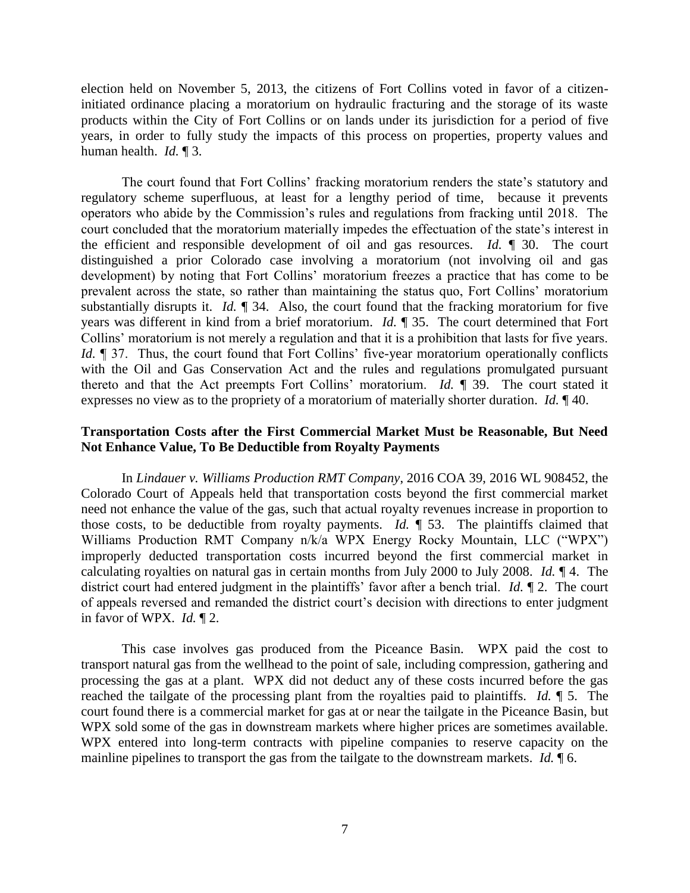election held on November 5, 2013, the citizens of Fort Collins voted in favor of a citizen-initiated ordinance placing a moratorium on hydraulic fracturing and the storage of its waste products within the City of Fort Collins or on lands under its jurisdiction for a period of five years, in order to fully study the impacts of this process on properties, property values and human health. *Id.* ¶ 3.

The court found that Fort Collins' fracking moratorium renders the state's statutory and regulatory scheme superfluous, at least for a lengthy period of time, because it prevents operators who abide by the Commission's rules and regulations from fracking until 2018. The court concluded that the moratorium materially impedes the effectuation of the state's interest in the efficient and responsible development of oil and gas resources. *Id.* ¶ 30. The court distinguished a prior Colorado case involving a moratorium (not involving oil and gas development) by noting that Fort Collins' moratorium freezes a practice that has come to be prevalent across the state, so rather than maintaining the status quo, Fort Collins' moratorium substantially disrupts it. *Id.* ¶ 34. Also, the court found that the fracking moratorium for five years was different in kind from a brief moratorium. *Id.* ¶ 35. The court determined that Fort Collins' moratorium is not merely a regulation and that it is a prohibition that lasts for five years. *Id.* ¶ 37. Thus, the court found that Fort Collins' five-year moratorium operationally conflicts with the Oil and Gas Conservation Act and the rules and regulations promulgated pursuant thereto and that the Act preempts Fort Collins' moratorium. *Id.* ¶ 39. The court stated it expresses no view as to the propriety of a moratorium of materially shorter duration. *Id.* ¶ 40.

**Transportation Costs after the First Commercial Market Must be Reasonable, But Need Not Enhance Value, To Be Deductible from Royalty Payments**

In *Lindauer v. Williams Production RMT Company*, 2016 COA 39, 2016 WL 908452, the Colorado Court of Appeals held that transportation costs beyond the first commercial market need not enhance the value of the gas, such that actual royalty revenues increase in proportion to those costs, to be deductible from royalty payments. *Id.* ¶ 53. The plaintiffs claimed that Williams Production RMT Company n/k/a WPX Energy Rocky Mountain, LLC ("WPX") improperly deducted transportation costs incurred beyond the first commercial market in calculating royalties on natural gas in certain months from July 2000 to July 2008. *Id.* ¶ 4. The district court had entered judgment in the plaintiffs' favor after a bench trial. *Id.* ¶ 2. The court of appeals reversed and remanded the district court's decision with directions to enter judgment in favor of WPX. *Id.* ¶ 2.

This case involves gas produced from the Piceance Basin. WPX paid the cost to transport natural gas from the wellhead to the point of sale, including compression, gathering and processing the gas at a plant. WPX did not deduct any of these costs incurred before the gas reached the tailgate of the processing plant from the royalties paid to plaintiffs. *Id.* ¶ 5. The court found there is a commercial market for gas at or near the tailgate in the Piceance Basin, but WPX sold some of the gas in downstream markets where higher prices are sometimes available. WPX entered into long-term contracts with pipeline companies to reserve capacity on the mainline pipelines to transport the gas from the tailgate to the downstream markets. *Id.* ¶ 6.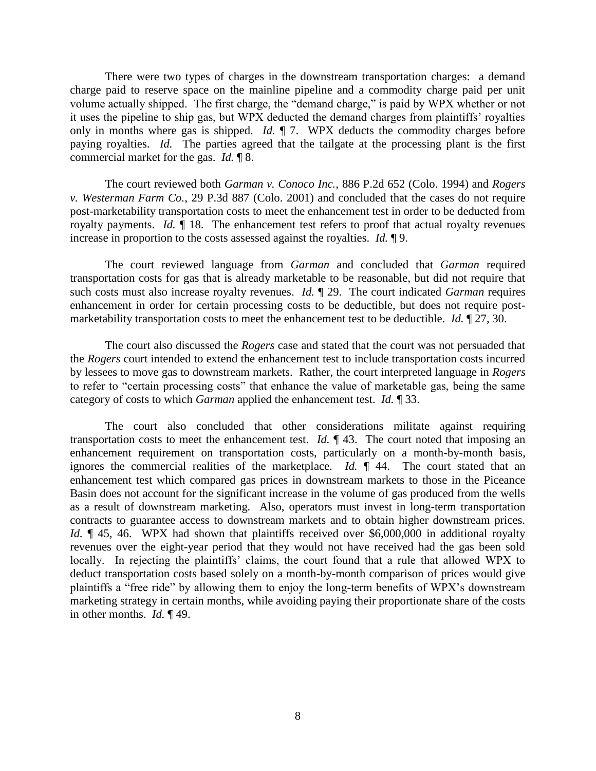There were two types of charges in the downstream transportation charges: a demand charge paid to reserve space on the mainline pipeline and a commodity charge paid per unit volume actually shipped. The first charge, the "demand charge," is paid by WPX whether or not it uses the pipeline to ship gas, but WPX deducted the demand charges from plaintiffs' royalties only in months where gas is shipped. *Id.* ¶ 7. WPX deducts the commodity charges before paying royalties. *Id.* The parties agreed that the tailgate at the processing plant is the first commercial market for the gas. *Id.* ¶ 8.

The court reviewed both *Garman v. Conoco Inc.*, 886 P.2d 652 (Colo. 1994) and *Rogers v. Westerman Farm Co.*, 29 P.3d 887 (Colo. 2001) and concluded that the cases do not require post-marketability transportation costs to meet the enhancement test in order to be deducted from royalty payments. *Id.* ¶ 18. The enhancement test refers to proof that actual royalty revenues increase in proportion to the costs assessed against the royalties. *Id.* ¶ 9.

The court reviewed language from *Garman* and concluded that *Garman* required transportation costs for gas that is already marketable to be reasonable, but did not require that such costs must also increase royalty revenues. *Id.* ¶ 29. The court indicated *Garman* requires enhancement in order for certain processing costs to be deductible, but does not require post-marketability transportation costs to meet the enhancement test to be deductible. *Id.* ¶ 27, 30.

The court also discussed the *Rogers* case and stated that the court was not persuaded that the *Rogers* court intended to extend the enhancement test to include transportation costs incurred by lessees to move gas to downstream markets. Rather, the court interpreted language in *Rogers* to refer to "certain processing costs" that enhance the value of marketable gas, being the same category of costs to which *Garman* applied the enhancement test. *Id.* ¶ 33.

The court also concluded that other considerations militate against requiring transportation costs to meet the enhancement test. *Id.* ¶ 43. The court noted that imposing an enhancement requirement on transportation costs, particularly on a month-by-month basis, ignores the commercial realities of the marketplace. *Id.* ¶ 44. The court stated that an enhancement test which compared gas prices in downstream markets to those in the Piceance Basin does not account for the significant increase in the volume of gas produced from the wells as a result of downstream marketing. Also, operators must invest in long-term transportation contracts to guarantee access to downstream markets and to obtain higher downstream prices. *Id.* ¶ 45, 46. WPX had shown that plaintiffs received over $6,000,000 in additional royalty revenues over the eight-year period that they would not have received had the gas been sold locally. In rejecting the plaintiffs' claims, the court found that a rule that allowed WPX to deduct transportation costs based solely on a month-by-month comparison of prices would give plaintiffs a "free ride" by allowing them to enjoy the long-term benefits of WPX's downstream marketing strategy in certain months, while avoiding paying their proportionate share of the costs in other months. *Id.* ¶ 49.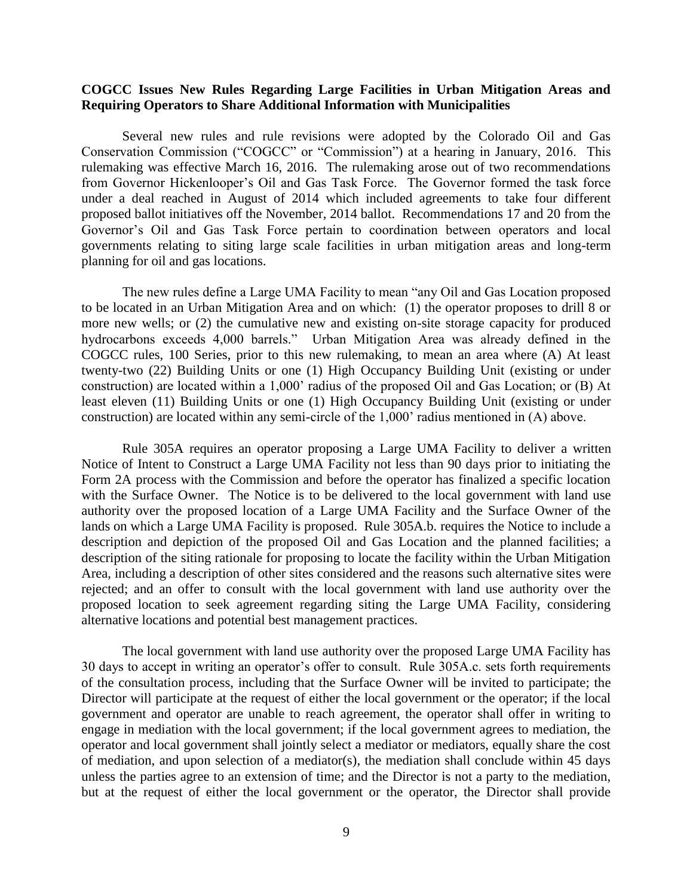**COGCC Issues New Rules Regarding Large Facilities in Urban Mitigation Areas and Requiring Operators to Share Additional Information with Municipalities**

Several new rules and rule revisions were adopted by the Colorado Oil and Gas Conservation Commission ("COGCC" or "Commission") at a hearing in January, 2016. This rulemaking was effective March 16, 2016. The rulemaking arose out of two recommendations from Governor Hickenlooper's Oil and Gas Task Force. The Governor formed the task force under a deal reached in August of 2014 which included agreements to take four different proposed ballot initiatives off the November, 2014 ballot. Recommendations 17 and 20 from the Governor's Oil and Gas Task Force pertain to coordination between operators and local governments relating to siting large scale facilities in urban mitigation areas and long-term planning for oil and gas locations.

The new rules define a Large UMA Facility to mean "any Oil and Gas Location proposed to be located in an Urban Mitigation Area and on which: (1) the operator proposes to drill 8 or more new wells; or (2) the cumulative new and existing on-site storage capacity for produced hydrocarbons exceeds 4,000 barrels." Urban Mitigation Area was already defined in the COGCC rules, 100 Series, prior to this new rulemaking, to mean an area where (A) At least twenty-two (22) Building Units or one (1) High Occupancy Building Unit (existing or under construction) are located within a 1,000' radius of the proposed Oil and Gas Location; or (B) At least eleven (11) Building Units or one (1) High Occupancy Building Unit (existing or under construction) are located within any semi-circle of the 1,000' radius mentioned in (A) above.

Rule 305A requires an operator proposing a Large UMA Facility to deliver a written Notice of Intent to Construct a Large UMA Facility not less than 90 days prior to initiating the Form 2A process with the Commission and before the operator has finalized a specific location with the Surface Owner. The Notice is to be delivered to the local government with land use authority over the proposed location of a Large UMA Facility and the Surface Owner of the lands on which a Large UMA Facility is proposed. Rule 305A.b. requires the Notice to include a description and depiction of the proposed Oil and Gas Location and the planned facilities; a description of the siting rationale for proposing to locate the facility within the Urban Mitigation Area, including a description of other sites considered and the reasons such alternative sites were rejected; and an offer to consult with the local government with land use authority over the proposed location to seek agreement regarding siting the Large UMA Facility, considering alternative locations and potential best management practices.

The local government with land use authority over the proposed Large UMA Facility has 30 days to accept in writing an operator's offer to consult. Rule 305A.c. sets forth requirements of the consultation process, including that the Surface Owner will be invited to participate; the Director will participate at the request of either the local government or the operator; if the local government and operator are unable to reach agreement, the operator shall offer in writing to engage in mediation with the local government; if the local government agrees to mediation, the operator and local government shall jointly select a mediator or mediators, equally share the cost of mediation, and upon selection of a mediator(s), the mediation shall conclude within 45 days unless the parties agree to an extension of time; and the Director is not a party to the mediation, but at the request of either the local government or the operator, the Director shall provide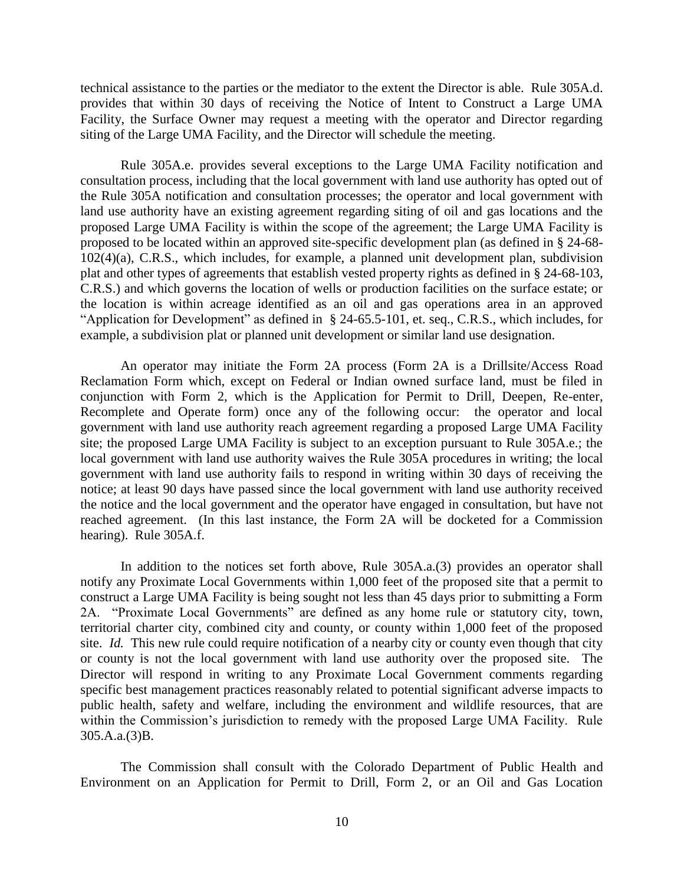technical assistance to the parties or the mediator to the extent the Director is able. Rule 305A.d. provides that within 30 days of receiving the Notice of Intent to Construct a Large UMA Facility, the Surface Owner may request a meeting with the operator and Director regarding siting of the Large UMA Facility, and the Director will schedule the meeting.

Rule 305A.e. provides several exceptions to the Large UMA Facility notification and consultation process, including that the local government with land use authority has opted out of the Rule 305A notification and consultation processes; the operator and local government with land use authority have an existing agreement regarding siting of oil and gas locations and the proposed Large UMA Facility is within the scope of the agreement; the Large UMA Facility is proposed to be located within an approved site-specific development plan (as defined in § 24-68-102(4)(a), C.R.S., which includes, for example, a planned unit development plan, subdivision plat and other types of agreements that establish vested property rights as defined in § 24-68-103, C.R.S.) and which governs the location of wells or production facilities on the surface estate; or the location is within acreage identified as an oil and gas operations area in an approved "Application for Development" as defined in § 24-65.5-101, et. seq., C.R.S., which includes, for example, a subdivision plat or planned unit development or similar land use designation.

An operator may initiate the Form 2A process (Form 2A is a Drillsite/Access Road Reclamation Form which, except on Federal or Indian owned surface land, must be filed in conjunction with Form 2, which is the Application for Permit to Drill, Deepen, Re-enter, Recomplete and Operate form) once any of the following occur: the operator and local government with land use authority reach agreement regarding a proposed Large UMA Facility site; the proposed Large UMA Facility is subject to an exception pursuant to Rule 305A.e.; the local government with land use authority waives the Rule 305A procedures in writing; the local government with land use authority fails to respond in writing within 30 days of receiving the notice; at least 90 days have passed since the local government with land use authority received the notice and the local government and the operator have engaged in consultation, but have not reached agreement. (In this last instance, the Form 2A will be docketed for a Commission hearing). Rule 305A.f.

In addition to the notices set forth above, Rule 305A.a.(3) provides an operator shall notify any Proximate Local Governments within 1,000 feet of the proposed site that a permit to construct a Large UMA Facility is being sought not less than 45 days prior to submitting a Form 2A. "Proximate Local Governments" are defined as any home rule or statutory city, town, territorial charter city, combined city and county, or county within 1,000 feet of the proposed site. *Id.* This new rule could require notification of a nearby city or county even though that city or county is not the local government with land use authority over the proposed site. The Director will respond in writing to any Proximate Local Government comments regarding specific best management practices reasonably related to potential significant adverse impacts to public health, safety and welfare, including the environment and wildlife resources, that are within the Commission's jurisdiction to remedy with the proposed Large UMA Facility. Rule 305.A.a.(3)B.

The Commission shall consult with the Colorado Department of Public Health and Environment on an Application for Permit to Drill, Form 2, or an Oil and Gas Location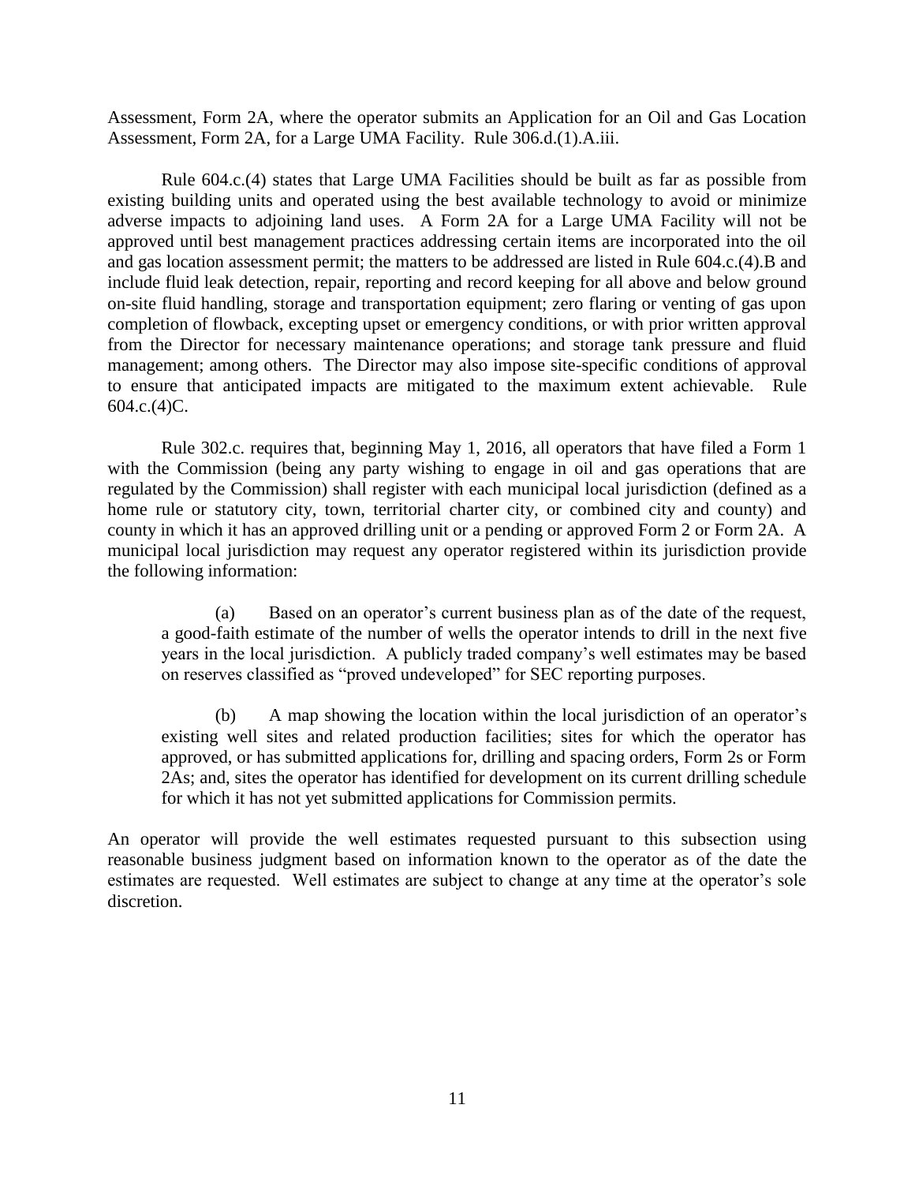Assessment, Form 2A, where the operator submits an Application for an Oil and Gas Location Assessment, Form 2A, for a Large UMA Facility. Rule 306.d.(1).A.iii.

Rule 604.c.(4) states that Large UMA Facilities should be built as far as possible from existing building units and operated using the best available technology to avoid or minimize adverse impacts to adjoining land uses. A Form 2A for a Large UMA Facility will not be approved until best management practices addressing certain items are incorporated into the oil and gas location assessment permit; the matters to be addressed are listed in Rule 604.c.(4).B and include fluid leak detection, repair, reporting and record keeping for all above and below ground on-site fluid handling, storage and transportation equipment; zero flaring or venting of gas upon completion of flowback, excepting upset or emergency conditions, or with prior written approval from the Director for necessary maintenance operations; and storage tank pressure and fluid management; among others. The Director may also impose site-specific conditions of approval to ensure that anticipated impacts are mitigated to the maximum extent achievable. Rule 604.c.(4)C.

Rule 302.c. requires that, beginning May 1, 2016, all operators that have filed a Form 1 with the Commission (being any party wishing to engage in oil and gas operations that are regulated by the Commission) shall register with each municipal local jurisdiction (defined as a home rule or statutory city, town, territorial charter city, or combined city and county) and county in which it has an approved drilling unit or a pending or approved Form 2 or Form 2A. A municipal local jurisdiction may request any operator registered within its jurisdiction provide the following information:

> (a) Based on an operator's current business plan as of the date of the request, a good-faith estimate of the number of wells the operator intends to drill in the next five years in the local jurisdiction. A publicly traded company's well estimates may be based on reserves classified as "proved undeveloped" for SEC reporting purposes.
>
> (b) A map showing the location within the local jurisdiction of an operator's existing well sites and related production facilities; sites for which the operator has approved, or has submitted applications for, drilling and spacing orders, Form 2s or Form 2As; and, sites the operator has identified for development on its current drilling schedule for which it has not yet submitted applications for Commission permits.

An operator will provide the well estimates requested pursuant to this subsection using reasonable business judgment based on information known to the operator as of the date the estimates are requested. Well estimates are subject to change at any time at the operator's sole discretion.